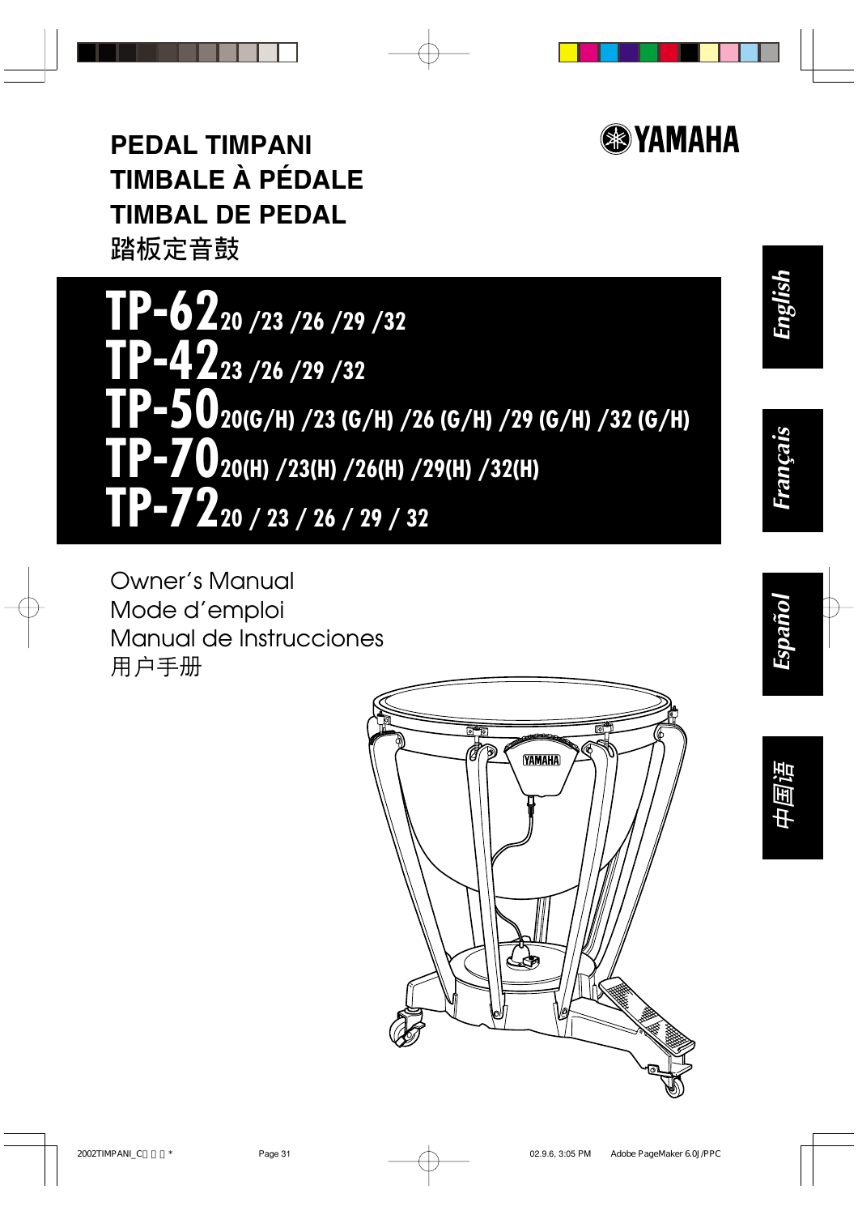# PEDAL TIMPANI
# TIMBALE À PÉDALE
# TIMBAL DE PEDAL
# 踏板定音鼓

YAMAHA

English | Français | Español | 中国语

## TP-62 20 /23 /26 /29 /32
## TP-42 23 /26 /29 /32
## TP-50 20(G/H) /23 (G/H) /26 (G/H) /29 (G/H) /32 (G/H)
## TP-70 20(H) /23(H) /26(H) /29(H) /32(H)
## TP-72 20 / 23 / 26 / 29 / 32

Owner's Manual
Mode d'emploi
Manual de Instrucciones
用户手册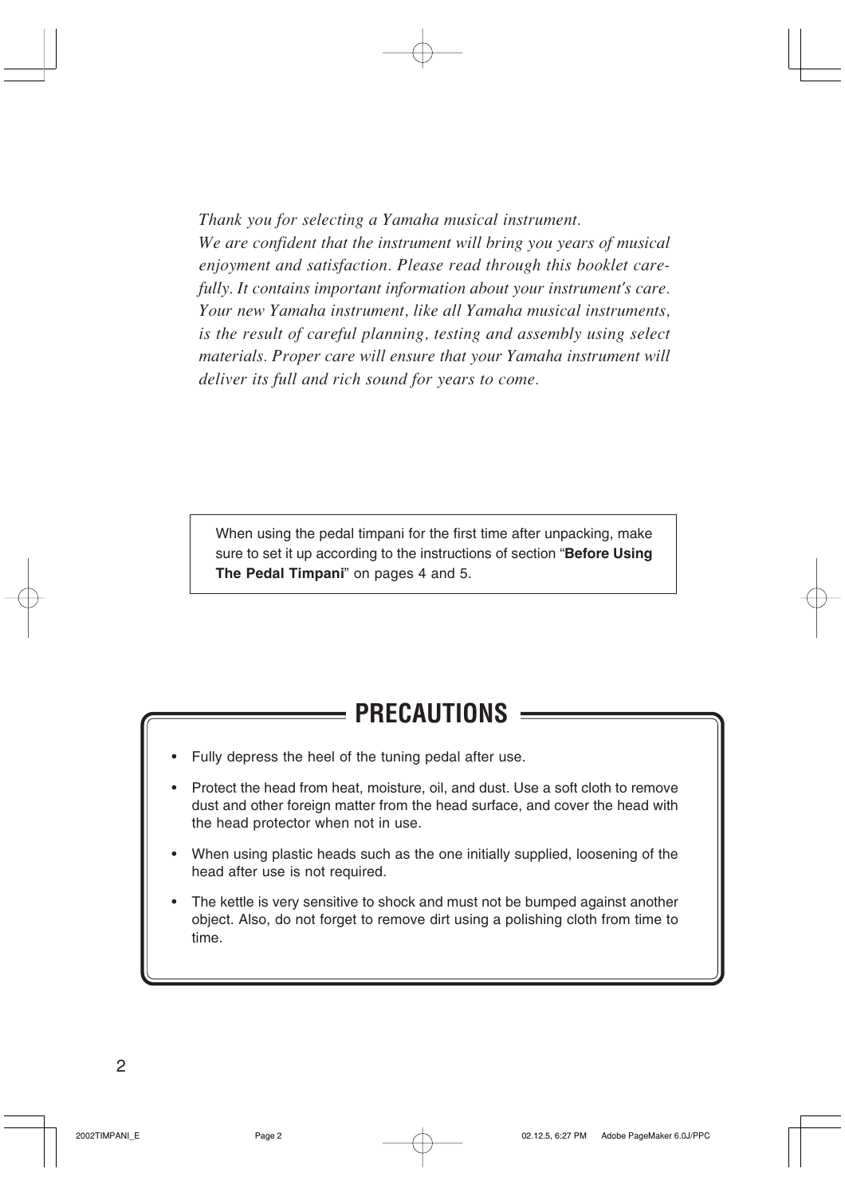*Thank you for selecting a Yamaha musical instrument. We are confident that the instrument will bring you years of musical enjoyment and satisfaction. Please read through this booklet carefully. It contains important information about your instrument's care. Your new Yamaha instrument, like all Yamaha musical instruments, is the result of careful planning, testing and assembly using select materials. Proper care will ensure that your Yamaha instrument will deliver its full and rich sound for years to come.*

When using the pedal timpani for the first time after unpacking, make sure to set it up according to the instructions of section "**Before Using The Pedal Timpani**" on pages 4 and 5.

## PRECAUTIONS

- Fully depress the heel of the tuning pedal after use.
- Protect the head from heat, moisture, oil, and dust. Use a soft cloth to remove dust and other foreign matter from the head surface, and cover the head with the head protector when not in use.
- When using plastic heads such as the one initially supplied, loosening of the head after use is not required.
- The kettle is very sensitive to shock and must not be bumped against another object. Also, do not forget to remove dirt using a polishing cloth from time to time.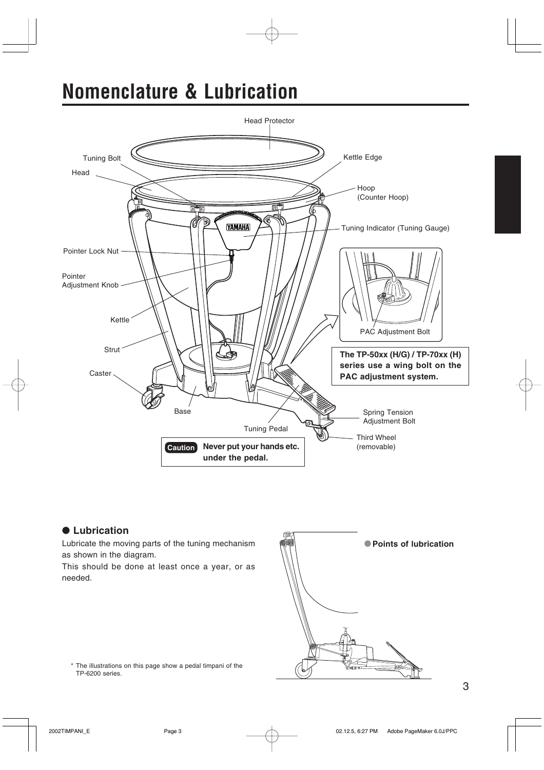# Nomenclature & Lubrication

Head Protector

Tuning Bolt

Head

Kettle Edge

Hoop (Counter Hoop)

Tuning Indicator (Tuning Gauge)

Pointer Lock Nut

Pointer Adjustment Knob

Kettle

Strut

Caster

Base

Tuning Pedal

PAC Adjustment Bolt

**The TP-50xx (H/G) / TP-70xx (H) series use a wing bolt on the PAC adjustment system.**

Spring Tension Adjustment Bolt

Third Wheel (removable)

**Caution** **Never put your hands etc. under the pedal.**

## ● Lubrication

Lubricate the moving parts of the tuning mechanism as shown in the diagram.

This should be done at least once a year, or as needed.

● **Points of lubrication**

\* The illustrations on this page show a pedal timpani of the TP-6200 series.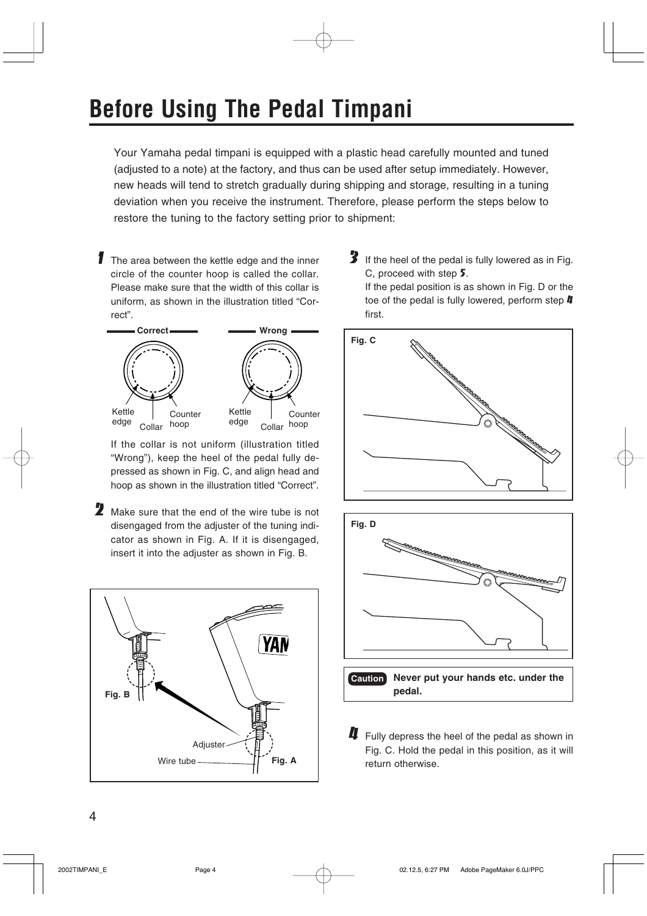# Before Using The Pedal Timpani

Your Yamaha pedal timpani is equipped with a plastic head carefully mounted and tuned (adjusted to a note) at the factory, and thus can be used after setup immediately. However, new heads will tend to stretch gradually during shipping and storage, resulting in a tuning deviation when you receive the instrument. Therefore, please perform the steps below to restore the tuning to the factory setting prior to shipment:

**1** The area between the kettle edge and the inner circle of the counter hoop is called the collar. Please make sure that the width of this collar is uniform, as shown in the illustration titled "Correct".

Correct — Kettle edge, Collar, Counter hoop

Wrong — Kettle edge, Collar, Counter hoop

If the collar is not uniform (illustration titled "Wrong"), keep the heel of the pedal fully depressed as shown in Fig. C, and align head and hoop as shown in the illustration titled "Correct".

**2** Make sure that the end of the wire tube is not disengaged from the adjuster of the tuning indicator as shown in Fig. A. If it is disengaged, insert it into the adjuster as shown in Fig. B.

Fig. B — Adjuster, Wire tube — Fig. A

**3** If the heel of the pedal is fully lowered as in Fig. C, proceed with step **5**.
If the pedal position is as shown in Fig. D or the toe of the pedal is fully lowered, perform step **4** first.

Fig. C

Fig. D

**Caution** **Never put your hands etc. under the pedal.**

**4** Fully depress the heel of the pedal as shown in Fig. C. Hold the pedal in this position, as it will return otherwise.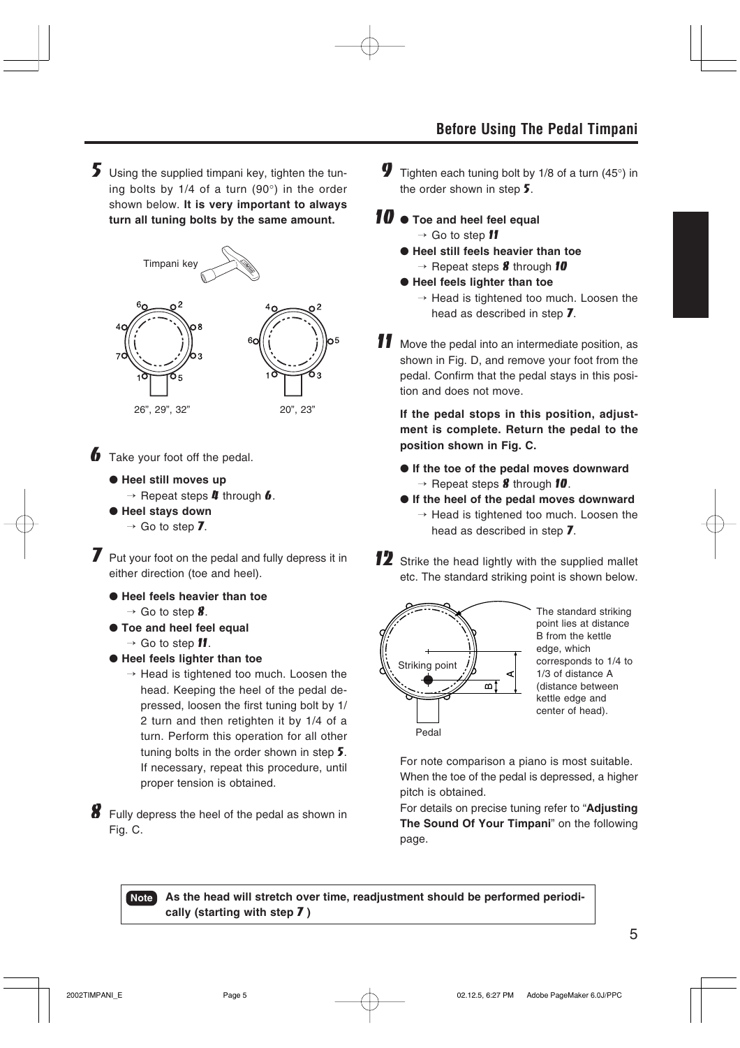## Before Using The Pedal Timpani

**5** Using the supplied timpani key, tighten the tuning bolts by 1/4 of a turn (90°) in the order shown below. **It is very important to always turn all tuning bolts by the same amount.**

Timpani key

26", 29", 32"

20", 23"

**6** Take your foot off the pedal.

- **Heel still moves up**
  → Repeat steps **4** through **6**.
- **Heel stays down**
  → Go to step **7**.

**7** Put your foot on the pedal and fully depress it in either direction (toe and heel).

- **Heel feels heavier than toe**
  → Go to step **8**.
- **Toe and heel feel equal**
  → Go to step **11**.
- **Heel feels lighter than toe**
  → Head is tightened too much. Loosen the head. Keeping the heel of the pedal depressed, loosen the first tuning bolt by 1/2 turn and then retighten it by 1/4 of a turn. Perform this operation for all other tuning bolts in the order shown in step **5**. If necessary, repeat this procedure, until proper tension is obtained.

**8** Fully depress the heel of the pedal as shown in Fig. C.

**9** Tighten each tuning bolt by 1/8 of a turn (45°) in the order shown in step **5**.

**10**
- **Toe and heel feel equal**
  → Go to step **11**
- **Heel still feels heavier than toe**
  → Repeat steps **8** through **10**
- **Heel feels lighter than toe**
  → Head is tightened too much. Loosen the head as described in step **7**.

**11** Move the pedal into an intermediate position, as shown in Fig. D, and remove your foot from the pedal. Confirm that the pedal stays in this position and does not move.

**If the pedal stops in this position, adjustment is complete. Return the pedal to the position shown in Fig. C.**

- **If the toe of the pedal moves downward**
  → Repeat steps **8** through **10**.
- **If the heel of the pedal moves downward**
  → Head is tightened too much. Loosen the head as described in step **7**.

**12** Strike the head lightly with the supplied mallet etc. The standard striking point is shown below.

Striking point

Pedal

The standard striking point lies at distance B from the kettle edge, which corresponds to 1/4 to 1/3 of distance A (distance between kettle edge and center of head).

For note comparison a piano is most suitable. When the toe of the pedal is depressed, a higher pitch is obtained.

For details on precise tuning refer to "**Adjusting The Sound Of Your Timpani**" on the following page.

**Note** **As the head will stretch over time, readjustment should be performed periodically (starting with step 7 )**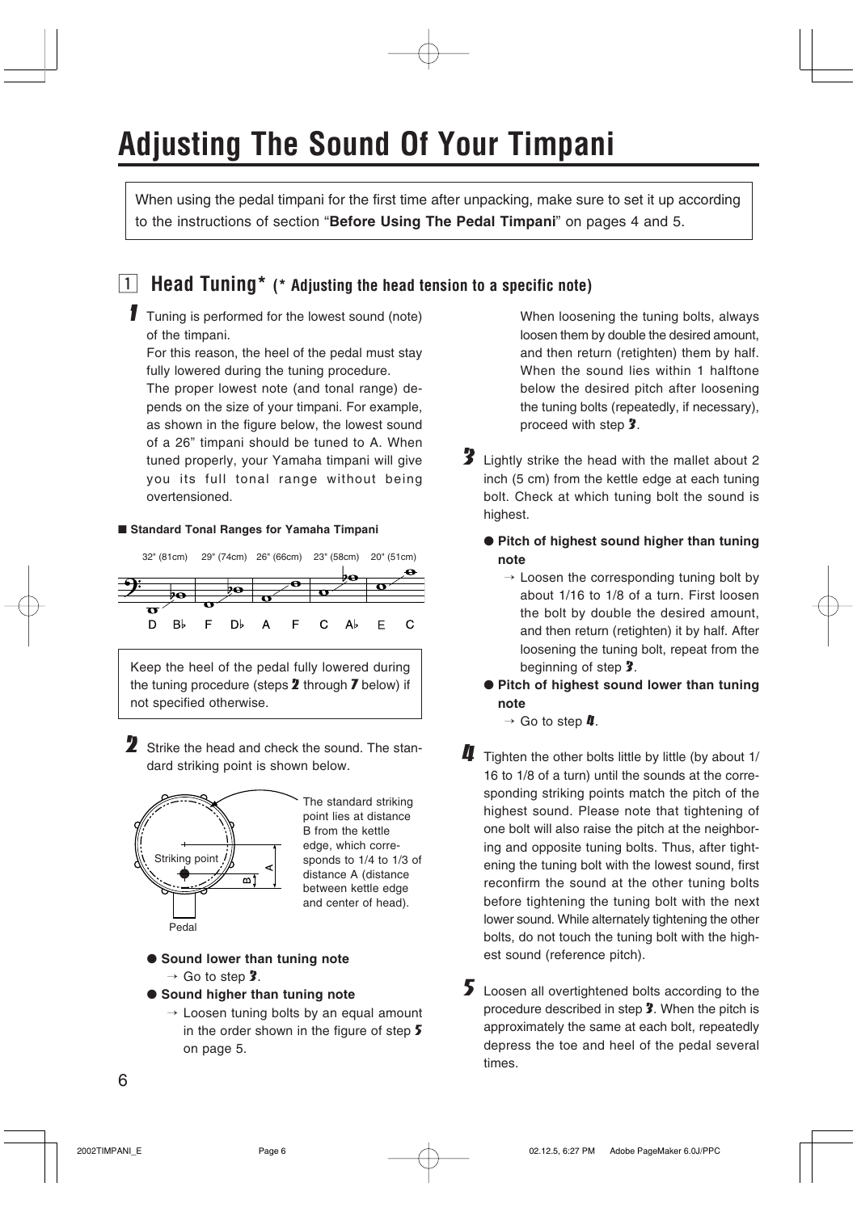# Adjusting The Sound Of Your Timpani

When using the pedal timpani for the first time after unpacking, make sure to set it up according to the instructions of section "**Before Using The Pedal Timpani**" on pages 4 and 5.

## 1 Head Tuning* (* Adjusting the head tension to a specific note)

**1** Tuning is performed for the lowest sound (note) of the timpani.

For this reason, the heel of the pedal must stay fully lowered during the tuning procedure.

The proper lowest note (and tonal range) depends on the size of your timpani. For example, as shown in the figure below, the lowest sound of a 26" timpani should be tuned to A. When tuned properly, your Yamaha timpani will give you its full tonal range without being overtensioned.

**■ Standard Tonal Ranges for Yamaha Timpani**

| 32" (81cm) | 29" (74cm) | 26" (66cm) | 23" (58cm) | 20" (51cm) |
|---|---|---|---|---|
| D – B♭ | F – D♭ | A – F | C – A♭ | E – C |

Keep the heel of the pedal fully lowered during the tuning procedure (steps **2** through **7** below) if not specified otherwise.

**2** Strike the head and check the sound. The standard striking point is shown below.

Striking point

Pedal

The standard striking point lies at distance B from the kettle edge, which corresponds to 1/4 to 1/3 of distance A (distance between kettle edge and center of head).

- **Sound lower than tuning note**
  → Go to step **3**.
- **Sound higher than tuning note**
  → Loosen tuning bolts by an equal amount in the order shown in the figure of step **5** on page 5.

  When loosening the tuning bolts, always loosen them by double the desired amount, and then return (retighten) them by half. When the sound lies within 1 halftone below the desired pitch after loosening the tuning bolts (repeatedly, if necessary), proceed with step **3**.

**3** Lightly strike the head with the mallet about 2 inch (5 cm) from the kettle edge at each tuning bolt. Check at which tuning bolt the sound is highest.

- **Pitch of highest sound higher than tuning note**
  → Loosen the corresponding tuning bolt by about 1/16 to 1/8 of a turn. First loosen the bolt by double the desired amount, and then return (retighten) it by half. After loosening the tuning bolt, repeat from the beginning of step **3**.
- **Pitch of highest sound lower than tuning note**
  → Go to step **4**.

**4** Tighten the other bolts little by little (by about 1/16 to 1/8 of a turn) until the sounds at the corresponding striking points match the pitch of the highest sound. Please note that tightening of one bolt will also raise the pitch at the neighboring and opposite tuning bolts. Thus, after tightening the tuning bolt with the lowest sound, first reconfirm the sound at the other tuning bolts before tightening the tuning bolt with the next lower sound. While alternately tightening the other bolts, do not touch the tuning bolt with the highest sound (reference pitch).

**5** Loosen all overtightened bolts according to the procedure described in step **3**. When the pitch is approximately the same at each bolt, repeatedly depress the toe and heel of the pedal several times.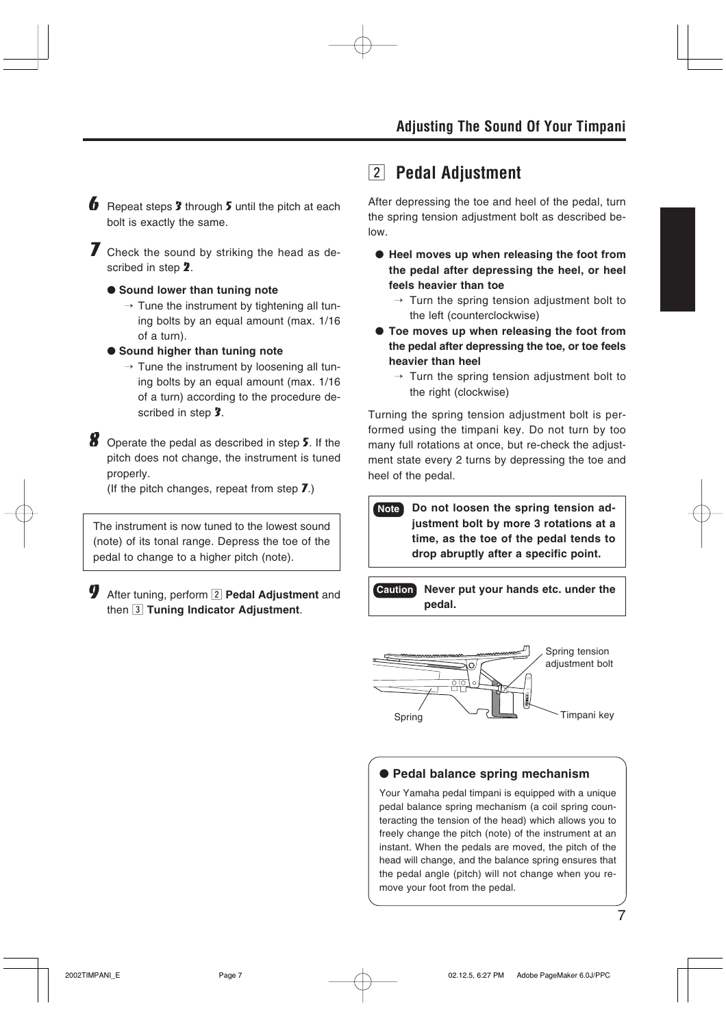**6** Repeat steps **3** through **5** until the pitch at each bolt is exactly the same.

**7** Check the sound by striking the head as described in step **2**.

- **Sound lower than tuning note**
  → Tune the instrument by tightening all tuning bolts by an equal amount (max. 1/16 of a turn).
- **Sound higher than tuning note**
  → Tune the instrument by loosening all tuning bolts by an equal amount (max. 1/16 of a turn) according to the procedure described in step **3**.

**8** Operate the pedal as described in step **5**. If the pitch does not change, the instrument is tuned properly.
(If the pitch changes, repeat from step **7**.)

> The instrument is now tuned to the lowest sound (note) of its tonal range. Depress the toe of the pedal to change to a higher pitch (note).

**9** After tuning, perform 2 **Pedal Adjustment** and then 3 **Tuning Indicator Adjustment**.

## 2 Pedal Adjustment

After depressing the toe and heel of the pedal, turn the spring tension adjustment bolt as described below.

- **Heel moves up when releasing the foot from the pedal after depressing the heel, or heel feels heavier than toe**
  → Turn the spring tension adjustment bolt to the left (counterclockwise)
- **Toe moves up when releasing the foot from the pedal after depressing the toe, or toe feels heavier than heel**
  → Turn the spring tension adjustment bolt to the right (clockwise)

Turning the spring tension adjustment bolt is performed using the timpani key. Do not turn by too many full rotations at once, but re-check the adjustment state every 2 turns by depressing the toe and heel of the pedal.

> **Note** **Do not loosen the spring tension adjustment bolt by more 3 rotations at a time, as the toe of the pedal tends to drop abruptly after a specific point.**

> **Caution** **Never put your hands etc. under the pedal.**

Spring tension adjustment bolt

Spring

Timpani key

> **● Pedal balance spring mechanism**
>
> Your Yamaha pedal timpani is equipped with a unique pedal balance spring mechanism (a coil spring counteracting the tension of the head) which allows you to freely change the pitch (note) of the instrument at an instant. When the pedals are moved, the pitch of the head will change, and the balance spring ensures that the pedal angle (pitch) will not change when you remove your foot from the pedal.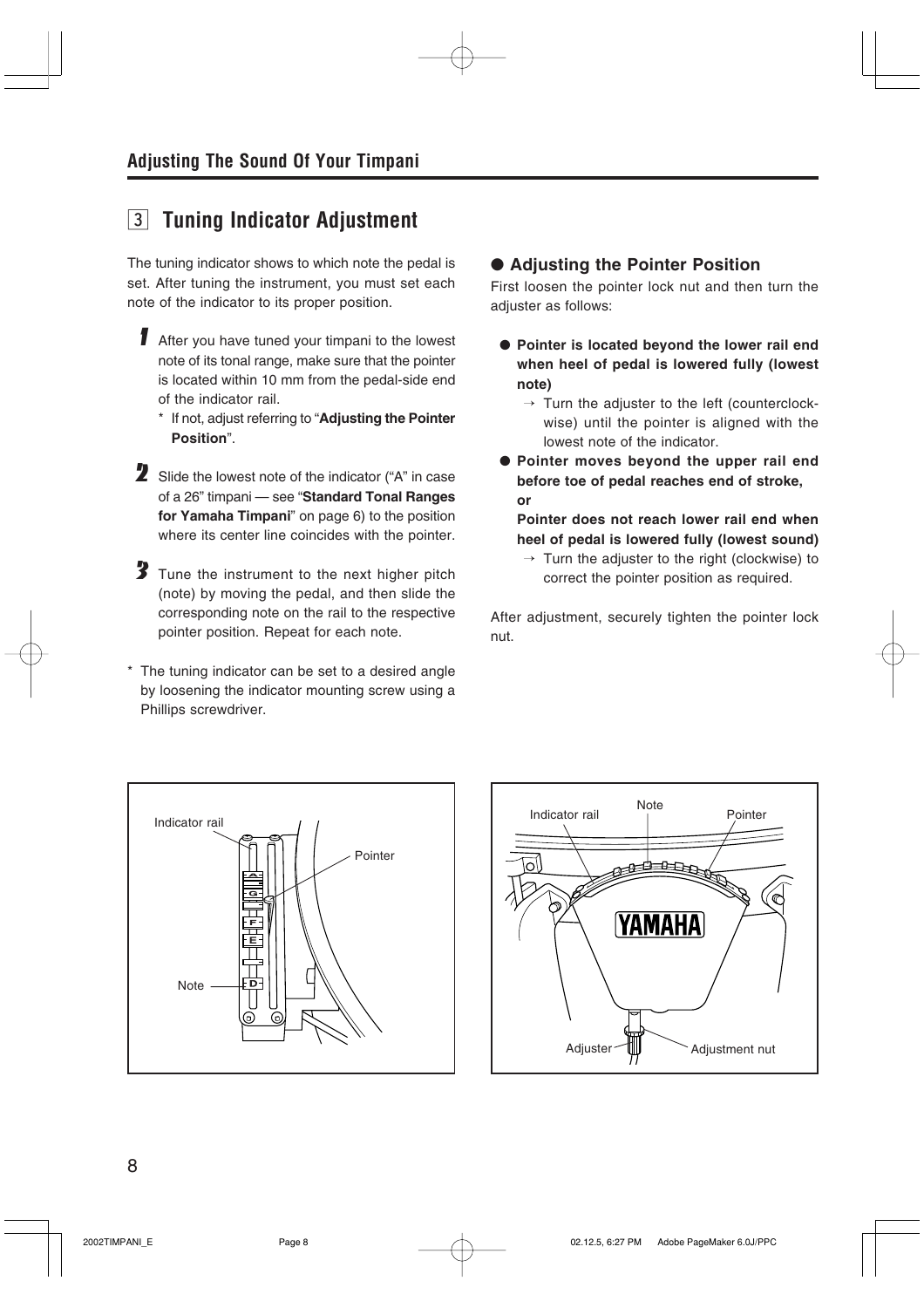## Adjusting The Sound Of Your Timpani

### 3 Tuning Indicator Adjustment

The tuning indicator shows to which note the pedal is set. After tuning the instrument, you must set each note of the indicator to its proper position.

1. After you have tuned your timpani to the lowest note of its tonal range, make sure that the pointer is located within 10 mm from the pedal-side end of the indicator rail.
   * If not, adjust referring to "**Adjusting the Pointer Position**".
2. Slide the lowest note of the indicator ("A" in case of a 26" timpani — see "**Standard Tonal Ranges for Yamaha Timpani**" on page 6) to the position where its center line coincides with the pointer.
3. Tune the instrument to the next higher pitch (note) by moving the pedal, and then slide the corresponding note on the rail to the respective pointer position. Repeat for each note.

* The tuning indicator can be set to a desired angle by loosening the indicator mounting screw using a Phillips screwdriver.

#### ● Adjusting the Pointer Position

First loosen the pointer lock nut and then turn the adjuster as follows:

- **Pointer is located beyond the lower rail end when heel of pedal is lowered fully (lowest note)**
  → Turn the adjuster to the left (counterclockwise) until the pointer is aligned with the lowest note of the indicator.
- **Pointer moves beyond the upper rail end before toe of pedal reaches end of stroke, or**
  **Pointer does not reach lower rail end when heel of pedal is lowered fully (lowest sound)**
  → Turn the adjuster to the right (clockwise) to correct the pointer position as required.

After adjustment, securely tighten the pointer lock nut.

Indicator rail · Pointer · Note

Indicator rail · Note · Pointer · Adjuster · Adjustment nut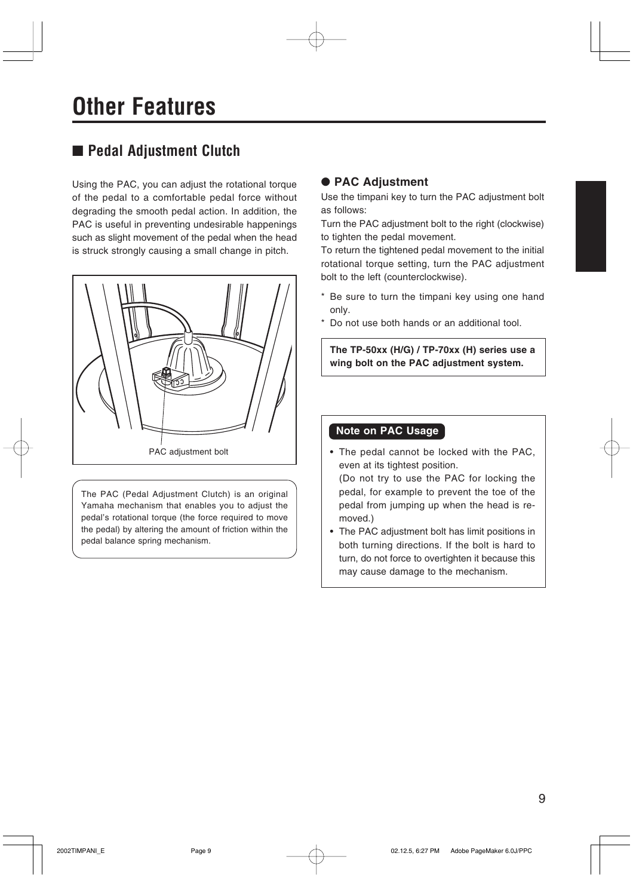# Other Features

## ■ Pedal Adjustment Clutch

Using the PAC, you can adjust the rotational torque of the pedal to a comfortable pedal force without degrading the smooth pedal action. In addition, the PAC is useful in preventing undesirable happenings such as slight movement of the pedal when the head is struck strongly causing a small change in pitch.

PAC adjustment bolt

The PAC (Pedal Adjustment Clutch) is an original Yamaha mechanism that enables you to adjust the pedal's rotational torque (the force required to move the pedal) by altering the amount of friction within the pedal balance spring mechanism.

### ● PAC Adjustment

Use the timpani key to turn the PAC adjustment bolt as follows:

Turn the PAC adjustment bolt to the right (clockwise) to tighten the pedal movement.

To return the tightened pedal movement to the initial rotational torque setting, turn the PAC adjustment bolt to the left (counterclockwise).

* Be sure to turn the timpani key using one hand only.
* Do not use both hands or an additional tool.

**The TP-50xx (H/G) / TP-70xx (H) series use a wing bolt on the PAC adjustment system.**

**Note on PAC Usage**

- The pedal cannot be locked with the PAC, even at its tightest position.
  (Do not try to use the PAC for locking the pedal, for example to prevent the toe of the pedal from jumping up when the head is removed.)
- The PAC adjustment bolt has limit positions in both turning directions. If the bolt is hard to turn, do not force to overtighten it because this may cause damage to the mechanism.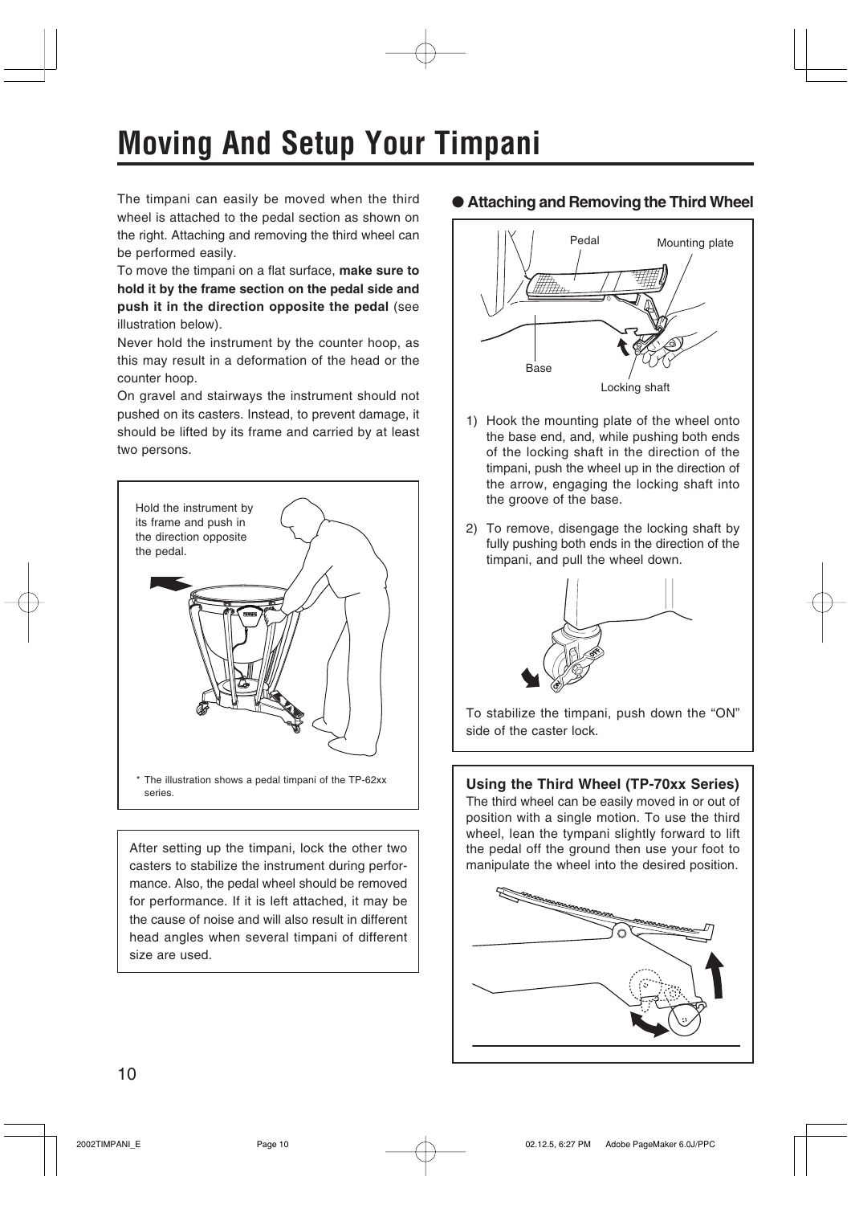# Moving And Setup Your Timpani

The timpani can easily be moved when the third wheel is attached to the pedal section as shown on the right. Attaching and removing the third wheel can be performed easily.

To move the timpani on a flat surface, **make sure to hold it by the frame section on the pedal side and push it in the direction opposite the pedal** (see illustration below).

Never hold the instrument by the counter hoop, as this may result in a deformation of the head or the counter hoop.

On gravel and stairways the instrument should not pushed on its casters. Instead, to prevent damage, it should be lifted by its frame and carried by at least two persons.

Hold the instrument by its frame and push in the direction opposite the pedal.

* The illustration shows a pedal timpani of the TP-62xx series.

After setting up the timpani, lock the other two casters to stabilize the instrument during performance. Also, the pedal wheel should be removed for performance. If it is left attached, it may be the cause of noise and will also result in different head angles when several timpani of different size are used.

## ● Attaching and Removing the Third Wheel

Pedal, Mounting plate, Base, Locking shaft

1) Hook the mounting plate of the wheel onto the base end, and, while pushing both ends of the locking shaft in the direction of the timpani, push the wheel up in the direction of the arrow, engaging the locking shaft into the groove of the base.
2) To remove, disengage the locking shaft by fully pushing both ends in the direction of the timpani, and pull the wheel down.

To stabilize the timpani, push down the "ON" side of the caster lock.

### Using the Third Wheel (TP-70xx Series)

The third wheel can be easily moved in or out of position with a single motion. To use the third wheel, lean the tympani slightly forward to lift the pedal off the ground then use your foot to manipulate the wheel into the desired position.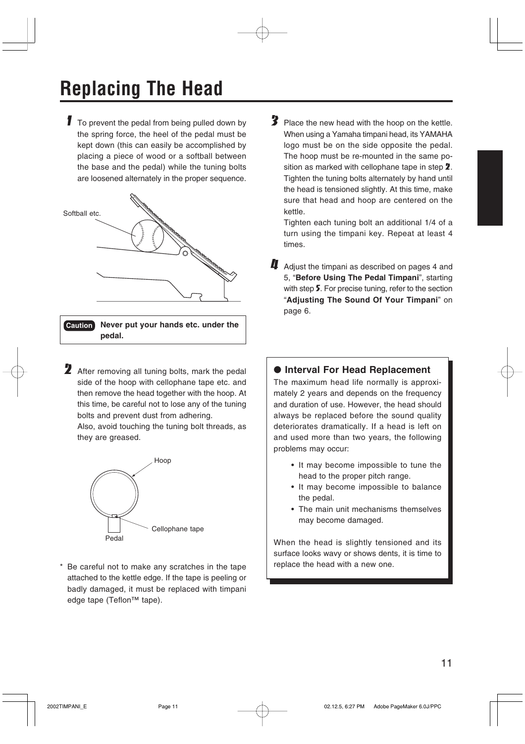# Replacing The Head

**1** To prevent the pedal from being pulled down by the spring force, the heel of the pedal must be kept down (this can easily be accomplished by placing a piece of wood or a softball between the base and the pedal) while the tuning bolts are loosened alternately in the proper sequence.

Softball etc.

**Caution** **Never put your hands etc. under the pedal.**

**2** After removing all tuning bolts, mark the pedal side of the hoop with cellophane tape etc. and then remove the head together with the hoop. At this time, be careful not to lose any of the tuning bolts and prevent dust from adhering.
Also, avoid touching the tuning bolt threads, as they are greased.

Hoop

Cellophane tape

Pedal

\* Be careful not to make any scratches in the tape attached to the kettle edge. If the tape is peeling or badly damaged, it must be replaced with timpani edge tape (Teflon™ tape).

**3** Place the new head with the hoop on the kettle. When using a Yamaha timpani head, its YAMAHA logo must be on the side opposite the pedal. The hoop must be re-mounted in the same position as marked with cellophane tape in step **2**. Tighten the tuning bolts alternately by hand until the head is tensioned slightly. At this time, make sure that head and hoop are centered on the kettle.
Tighten each tuning bolt an additional 1/4 of a turn using the timpani key. Repeat at least 4 times.

**4** Adjust the timpani as described on pages 4 and 5, "**Before Using The Pedal Timpani**", starting with step **5**. For precise tuning, refer to the section "**Adjusting The Sound Of Your Timpani**" on page 6.

## ● Interval For Head Replacement

The maximum head life normally is approximately 2 years and depends on the frequency and duration of use. However, the head should always be replaced before the sound quality deteriorates dramatically. If a head is left on and used more than two years, the following problems may occur:

- It may become impossible to tune the head to the proper pitch range.
- It may become impossible to balance the pedal.
- The main unit mechanisms themselves may become damaged.

When the head is slightly tensioned and its surface looks wavy or shows dents, it is time to replace the head with a new one.